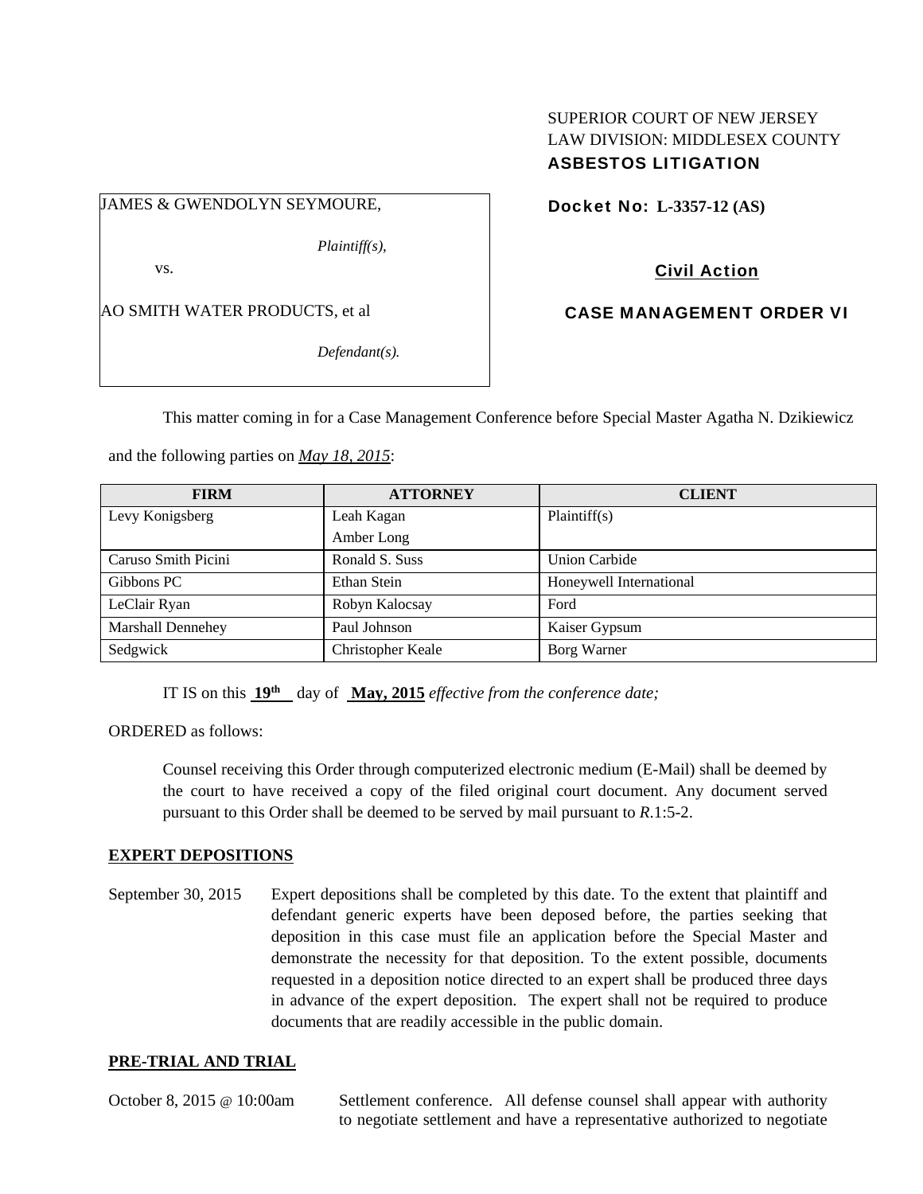SUPERIOR COURT OF NEW JERSEY
LAW DIVISION: MIDDLESEX COUNTY
**ASBESTOS LITIGATION**

JAMES & GWENDOLYN SEYMOURE,

*Plaintiff(s),*

vs.

AO SMITH WATER PRODUCTS, et al

*Defendant(s).*

**Docket No: L-3357-12 (AS)**

**Civil Action**

**CASE MANAGEMENT ORDER VI**

This matter coming in for a Case Management Conference before Special Master Agatha N. Dzikiewicz and the following parties on ***May 18, 2015***:

| FIRM | ATTORNEY | CLIENT |
|---|---|---|
| Levy Konigsberg | Leah Kagan<br>Amber Long | Plaintiff(s) |
| Caruso Smith Picini | Ronald S. Suss | Union Carbide |
| Gibbons PC | Ethan Stein | Honeywell International |
| LeClair Ryan | Robyn Kalocsay | Ford |
| Marshall Dennehey | Paul Johnson | Kaiser Gypsum |
| Sedgwick | Christopher Keale | Borg Warner |

IT IS on this **19th** day of **May, 2015** *effective from the conference date;*

ORDERED as follows:

Counsel receiving this Order through computerized electronic medium (E-Mail) shall be deemed by the court to have received a copy of the filed original court document. Any document served pursuant to this Order shall be deemed to be served by mail pursuant to *R*.1:5-2.

## EXPERT DEPOSITIONS

September 30, 2015 — Expert depositions shall be completed by this date. To the extent that plaintiff and defendant generic experts have been deposed before, the parties seeking that deposition in this case must file an application before the Special Master and demonstrate the necessity for that deposition. To the extent possible, documents requested in a deposition notice directed to an expert shall be produced three days in advance of the expert deposition. The expert shall not be required to produce documents that are readily accessible in the public domain.

## PRE-TRIAL AND TRIAL

October 8, 2015 @ 10:00am — Settlement conference. All defense counsel shall appear with authority to negotiate settlement and have a representative authorized to negotiate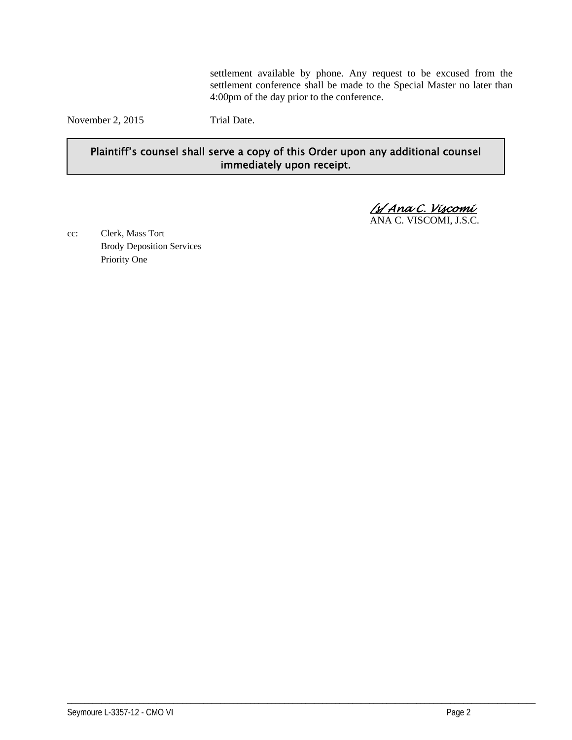settlement available by phone. Any request to be excused from the settlement conference shall be made to the Special Master no later than 4:00pm of the day prior to the conference.

| | |
|---|---|
| November 2, 2015 | Trial Date. |

**Plaintiff's counsel shall serve a copy of this Order upon any additional counsel immediately upon receipt.**

*/s/ Ana C. Viscomi*
ANA C. VISCOMI, J.S.C.

cc: Clerk, Mass Tort
Brody Deposition Services
Priority One